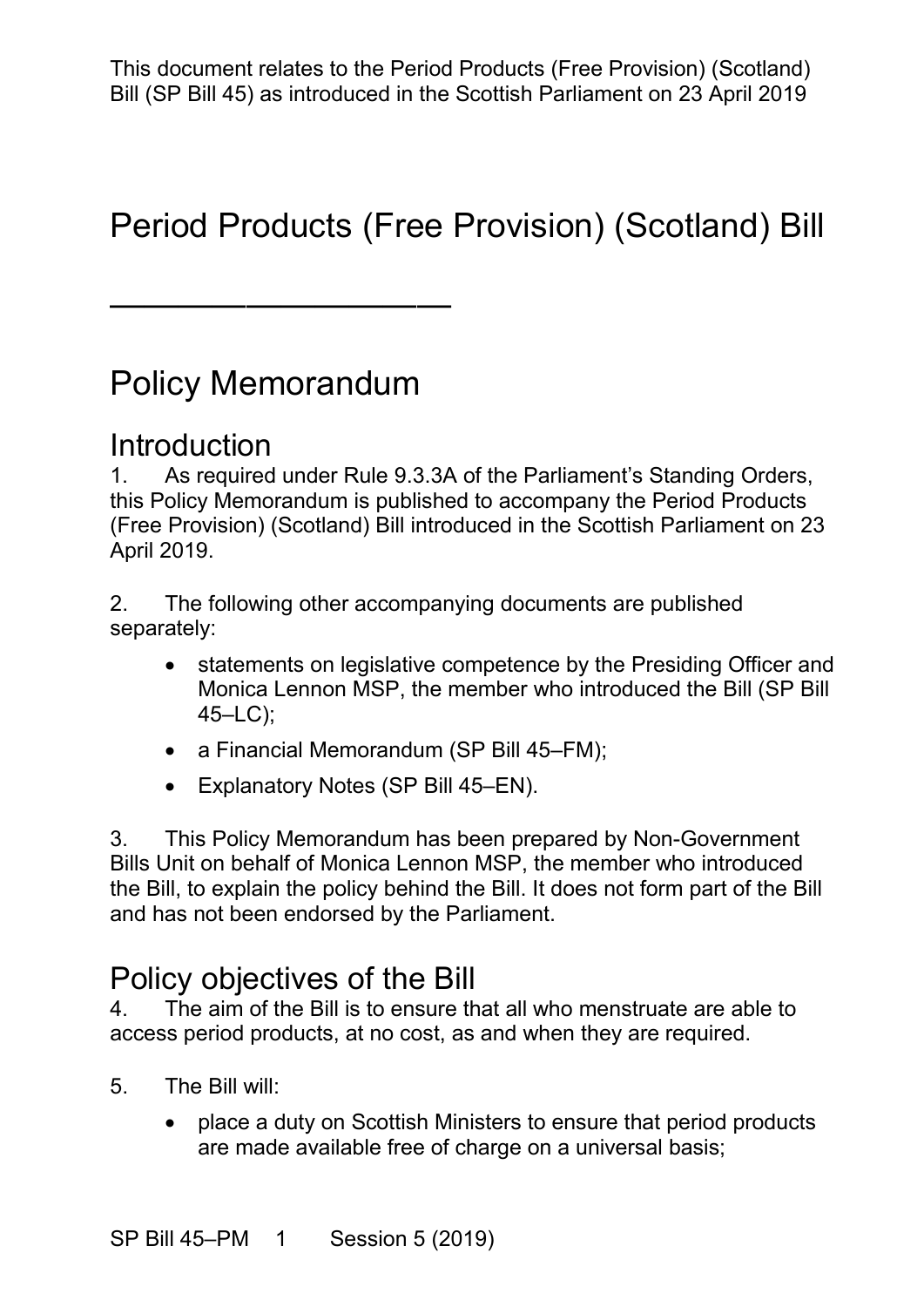This document relates to the Period Products (Free Provision) (Scotland) Bill (SP Bill 45) as introduced in the Scottish Parliament on 23 April 2019

# Period Products (Free Provision) (Scotland) Bill

## Policy Memorandum

### Introduction

1. As required under Rule 9.3.3A of the Parliament's Standing Orders, this Policy Memorandum is published to accompany the Period Products (Free Provision) (Scotland) Bill introduced in the Scottish Parliament on 23 April 2019.

2. The following other accompanying documents are published separately:

- statements on legislative competence by the Presiding Officer and Monica Lennon MSP, the member who introduced the Bill (SP Bill 45–LC);
- a Financial Memorandum (SP Bill 45–FM);
- Explanatory Notes (SP Bill 45–EN).

3. This Policy Memorandum has been prepared by Non-Government Bills Unit on behalf of Monica Lennon MSP, the member who introduced the Bill, to explain the policy behind the Bill. It does not form part of the Bill and has not been endorsed by the Parliament.

### Policy objectives of the Bill

4. The aim of the Bill is to ensure that all who menstruate are able to access period products, at no cost, as and when they are required.

5. The Bill will:

- place a duty on Scottish Ministers to ensure that period products are made available free of charge on a universal basis;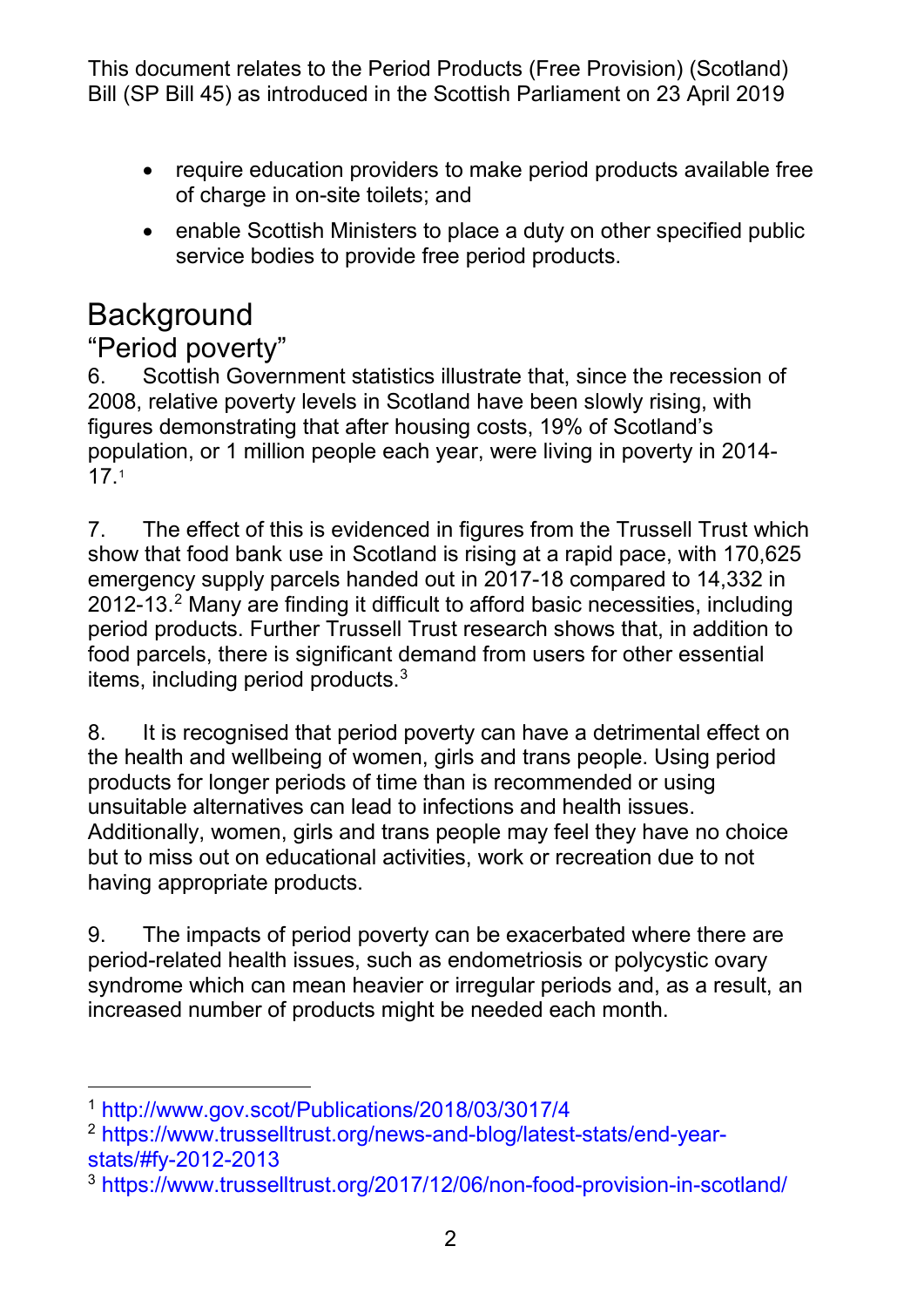- require education providers to make period products available free of charge in on-site toilets; and
- enable Scottish Ministers to place a duty on other specified public service bodies to provide free period products.

# Background

## "Period poverty"

6. Scottish Government statistics illustrate that, since the recession of 2008, relative poverty levels in Scotland have been slowly rising, with figures demonstrating that after housing costs, 19% of Scotland's population, or 1 million people each year, were living in poverty in 2014-17.[1]

7. The effect of this is evidenced in figures from the Trussell Trust which show that food bank use in Scotland is rising at a rapid pace, with 170,625 emergency supply parcels handed out in 2017-18 compared to 14,332 in 2012-13.[2] Many are finding it difficult to afford basic necessities, including period products. Further Trussell Trust research shows that, in addition to food parcels, there is significant demand from users for other essential items, including period products.[3]

8. It is recognised that period poverty can have a detrimental effect on the health and wellbeing of women, girls and trans people. Using period products for longer periods of time than is recommended or using unsuitable alternatives can lead to infections and health issues. Additionally, women, girls and trans people may feel they have no choice but to miss out on educational activities, work or recreation due to not having appropriate products.

9. The impacts of period poverty can be exacerbated where there are period-related health issues, such as endometriosis or polycystic ovary syndrome which can mean heavier or irregular periods and, as a result, an increased number of products might be needed each month.

---

[1] http://www.gov.scot/Publications/2018/03/3017/4

[2] https://www.trusselltrust.org/news-and-blog/latest-stats/end-year-stats/#fy-2012-2013

[3] https://www.trusselltrust.org/2017/12/06/non-food-provision-in-scotland/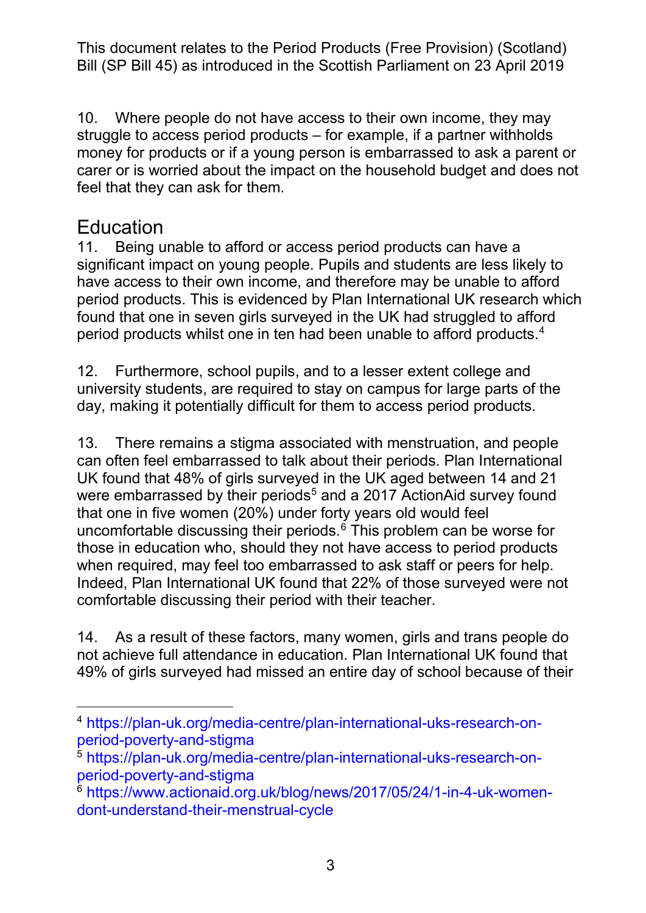10. Where people do not have access to their own income, they may struggle to access period products – for example, if a partner withholds money for products or if a young person is embarrassed to ask a parent or carer or is worried about the impact on the household budget and does not feel that they can ask for them.

## Education

11. Being unable to afford or access period products can have a significant impact on young people. Pupils and students are less likely to have access to their own income, and therefore may be unable to afford period products. This is evidenced by Plan International UK research which found that one in seven girls surveyed in the UK had struggled to afford period products whilst one in ten had been unable to afford products.[4]

12. Furthermore, school pupils, and to a lesser extent college and university students, are required to stay on campus for large parts of the day, making it potentially difficult for them to access period products.

13. There remains a stigma associated with menstruation, and people can often feel embarrassed to talk about their periods. Plan International UK found that 48% of girls surveyed in the UK aged between 14 and 21 were embarrassed by their periods[5] and a 2017 ActionAid survey found that one in five women (20%) under forty years old would feel uncomfortable discussing their periods.[6] This problem can be worse for those in education who, should they not have access to period products when required, may feel too embarrassed to ask staff or peers for help. Indeed, Plan International UK found that 22% of those surveyed were not comfortable discussing their period with their teacher.

14. As a result of these factors, many women, girls and trans people do not achieve full attendance in education. Plan International UK found that 49% of girls surveyed had missed an entire day of school because of their

---

[4] https://plan-uk.org/media-centre/plan-international-uks-research-on-period-poverty-and-stigma

[5] https://plan-uk.org/media-centre/plan-international-uks-research-on-period-poverty-and-stigma

[6] https://www.actionaid.org.uk/blog/news/2017/05/24/1-in-4-uk-women-dont-understand-their-menstrual-cycle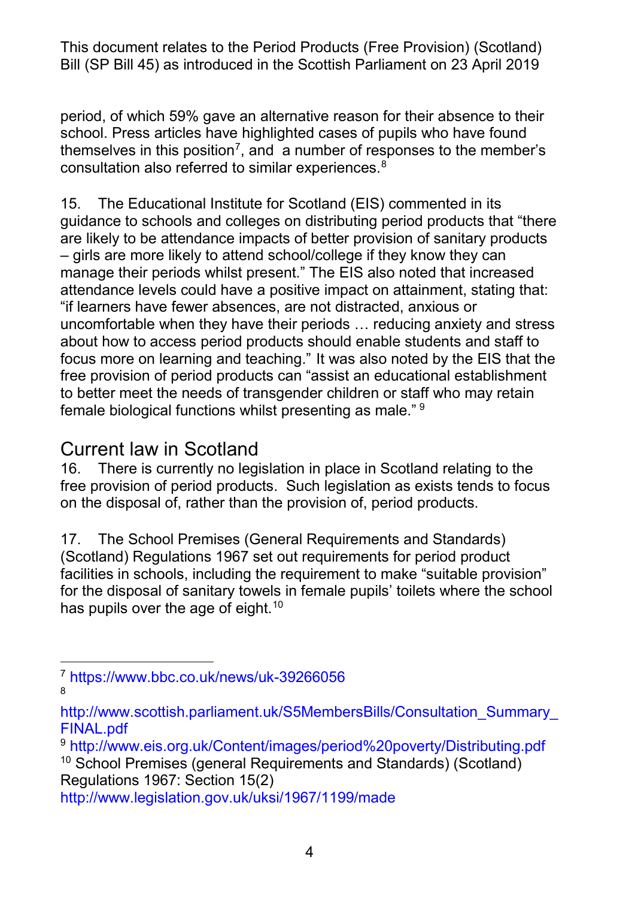period, of which 59% gave an alternative reason for their absence to their school. Press articles have highlighted cases of pupils who have found themselves in this position[7], and a number of responses to the member's consultation also referred to similar experiences.[8]

15. The Educational Institute for Scotland (EIS) commented in its guidance to schools and colleges on distributing period products that "there are likely to be attendance impacts of better provision of sanitary products – girls are more likely to attend school/college if they know they can manage their periods whilst present." The EIS also noted that increased attendance levels could have a positive impact on attainment, stating that: "if learners have fewer absences, are not distracted, anxious or uncomfortable when they have their periods … reducing anxiety and stress about how to access period products should enable students and staff to focus more on learning and teaching." It was also noted by the EIS that the free provision of period products can "assist an educational establishment to better meet the needs of transgender children or staff who may retain female biological functions whilst presenting as male." [9]

## Current law in Scotland

16. There is currently no legislation in place in Scotland relating to the free provision of period products. Such legislation as exists tends to focus on the disposal of, rather than the provision of, period products.

17. The School Premises (General Requirements and Standards) (Scotland) Regulations 1967 set out requirements for period product facilities in schools, including the requirement to make "suitable provision" for the disposal of sanitary towels in female pupils' toilets where the school has pupils over the age of eight.[10]

---

[7] https://www.bbc.co.uk/news/uk-39266056

[8] http://www.scottish.parliament.uk/S5MembersBills/Consultation_Summary_FINAL.pdf

[9] http://www.eis.org.uk/Content/images/period%20poverty/Distributing.pdf

[10] School Premises (general Requirements and Standards) (Scotland) Regulations 1967: Section 15(2) http://www.legislation.gov.uk/uksi/1967/1199/made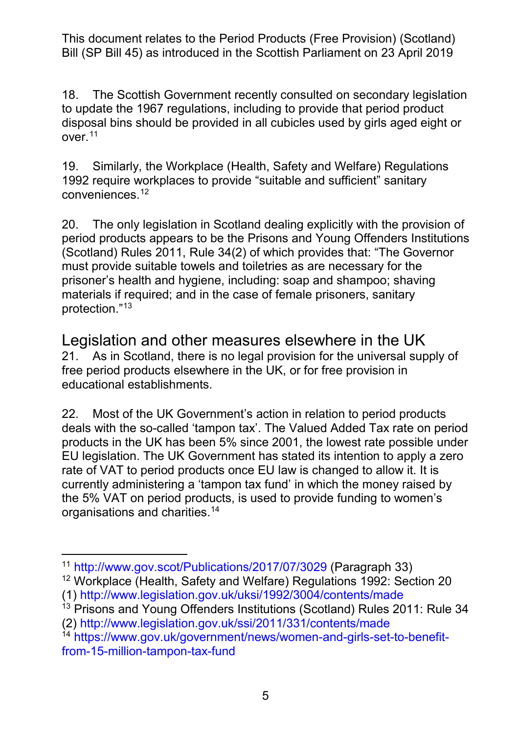18. The Scottish Government recently consulted on secondary legislation to update the 1967 regulations, including to provide that period product disposal bins should be provided in all cubicles used by girls aged eight or over.[11]

19. Similarly, the Workplace (Health, Safety and Welfare) Regulations 1992 require workplaces to provide "suitable and sufficient" sanitary conveniences.[12]

20. The only legislation in Scotland dealing explicitly with the provision of period products appears to be the Prisons and Young Offenders Institutions (Scotland) Rules 2011, Rule 34(2) of which provides that: "The Governor must provide suitable towels and toiletries as are necessary for the prisoner's health and hygiene, including: soap and shampoo; shaving materials if required; and in the case of female prisoners, sanitary protection."[13]

## Legislation and other measures elsewhere in the UK

21. As in Scotland, there is no legal provision for the universal supply of free period products elsewhere in the UK, or for free provision in educational establishments.

22. Most of the UK Government's action in relation to period products deals with the so-called 'tampon tax'. The Valued Added Tax rate on period products in the UK has been 5% since 2001, the lowest rate possible under EU legislation. The UK Government has stated its intention to apply a zero rate of VAT to period products once EU law is changed to allow it. It is currently administering a 'tampon tax fund' in which the money raised by the 5% VAT on period products, is used to provide funding to women's organisations and charities.[14]

---

[11] http://www.gov.scot/Publications/2017/07/3029 (Paragraph 33)

[12] Workplace (Health, Safety and Welfare) Regulations 1992: Section 20 (1) http://www.legislation.gov.uk/uksi/1992/3004/contents/made

[13] Prisons and Young Offenders Institutions (Scotland) Rules 2011: Rule 34 (2) http://www.legislation.gov.uk/ssi/2011/331/contents/made

[14] https://www.gov.uk/government/news/women-and-girls-set-to-benefit-from-15-million-tampon-tax-fund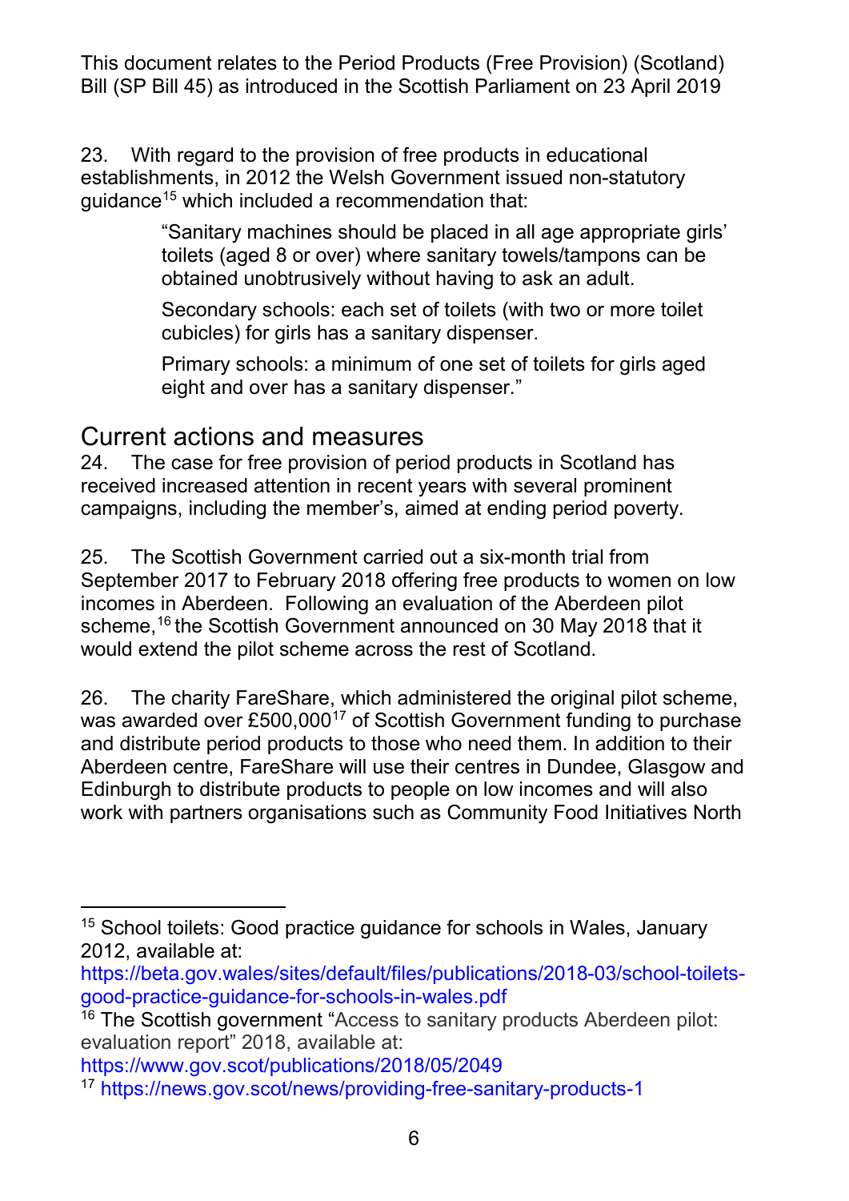23. With regard to the provision of free products in educational establishments, in 2012 the Welsh Government issued non-statutory guidance[15] which included a recommendation that:

> "Sanitary machines should be placed in all age appropriate girls' toilets (aged 8 or over) where sanitary towels/tampons can be obtained unobtrusively without having to ask an adult.
>
> Secondary schools: each set of toilets (with two or more toilet cubicles) for girls has a sanitary dispenser.
>
> Primary schools: a minimum of one set of toilets for girls aged eight and over has a sanitary dispenser."

## Current actions and measures

24. The case for free provision of period products in Scotland has received increased attention in recent years with several prominent campaigns, including the member's, aimed at ending period poverty.

25. The Scottish Government carried out a six-month trial from September 2017 to February 2018 offering free products to women on low incomes in Aberdeen. Following an evaluation of the Aberdeen pilot scheme,[16] the Scottish Government announced on 30 May 2018 that it would extend the pilot scheme across the rest of Scotland.

26. The charity FareShare, which administered the original pilot scheme, was awarded over £500,000[17] of Scottish Government funding to purchase and distribute period products to those who need them. In addition to their Aberdeen centre, FareShare will use their centres in Dundee, Glasgow and Edinburgh to distribute products to people on low incomes and will also work with partners organisations such as Community Food Initiatives North

---

[15] School toilets: Good practice guidance for schools in Wales, January 2012, available at: https://beta.gov.wales/sites/default/files/publications/2018-03/school-toilets-good-practice-guidance-for-schools-in-wales.pdf

[16] The Scottish government "Access to sanitary products Aberdeen pilot: evaluation report" 2018, available at: https://www.gov.scot/publications/2018/05/2049

[17] https://news.gov.scot/news/providing-free-sanitary-products-1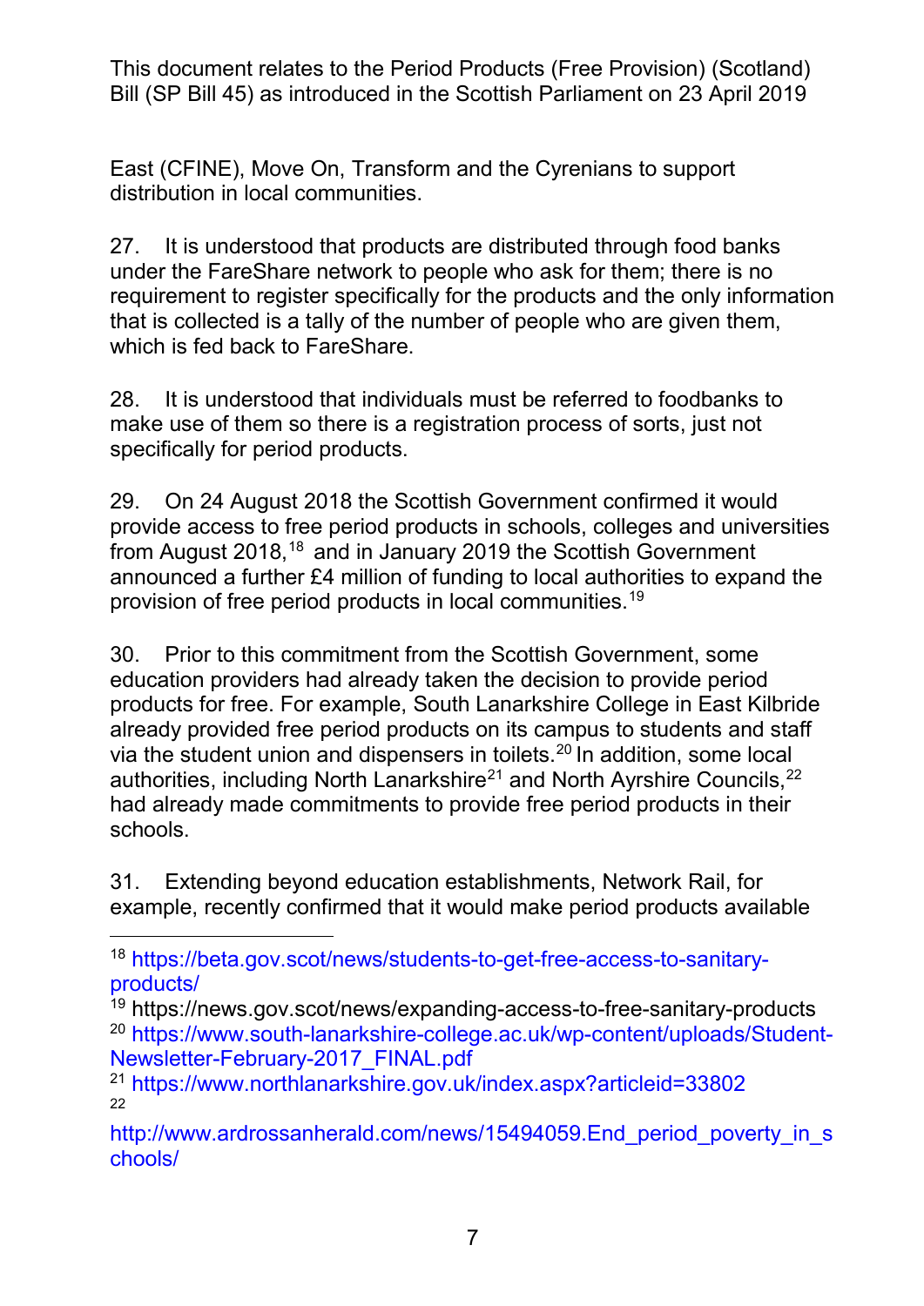East (CFINE), Move On, Transform and the Cyrenians to support distribution in local communities.

27. It is understood that products are distributed through food banks under the FareShare network to people who ask for them; there is no requirement to register specifically for the products and the only information that is collected is a tally of the number of people who are given them, which is fed back to FareShare.

28. It is understood that individuals must be referred to foodbanks to make use of them so there is a registration process of sorts, just not specifically for period products.

29. On 24 August 2018 the Scottish Government confirmed it would provide access to free period products in schools, colleges and universities from August 2018,[18] and in January 2019 the Scottish Government announced a further £4 million of funding to local authorities to expand the provision of free period products in local communities.[19]

30. Prior to this commitment from the Scottish Government, some education providers had already taken the decision to provide period products for free. For example, South Lanarkshire College in East Kilbride already provided free period products on its campus to students and staff via the student union and dispensers in toilets.[20] In addition, some local authorities, including North Lanarkshire[21] and North Ayrshire Councils,[22] had already made commitments to provide free period products in their schools.

31. Extending beyond education establishments, Network Rail, for example, recently confirmed that it would make period products available

---

[18] https://beta.gov.scot/news/students-to-get-free-access-to-sanitary-products/

[19] https://news.gov.scot/news/expanding-access-to-free-sanitary-products

[20] https://www.south-lanarkshire-college.ac.uk/wp-content/uploads/Student-Newsletter-February-2017_FINAL.pdf

[21] https://www.northlanarkshire.gov.uk/index.aspx?articleid=33802

[22] http://www.ardrossanherald.com/news/15494059.End_period_poverty_in_schools/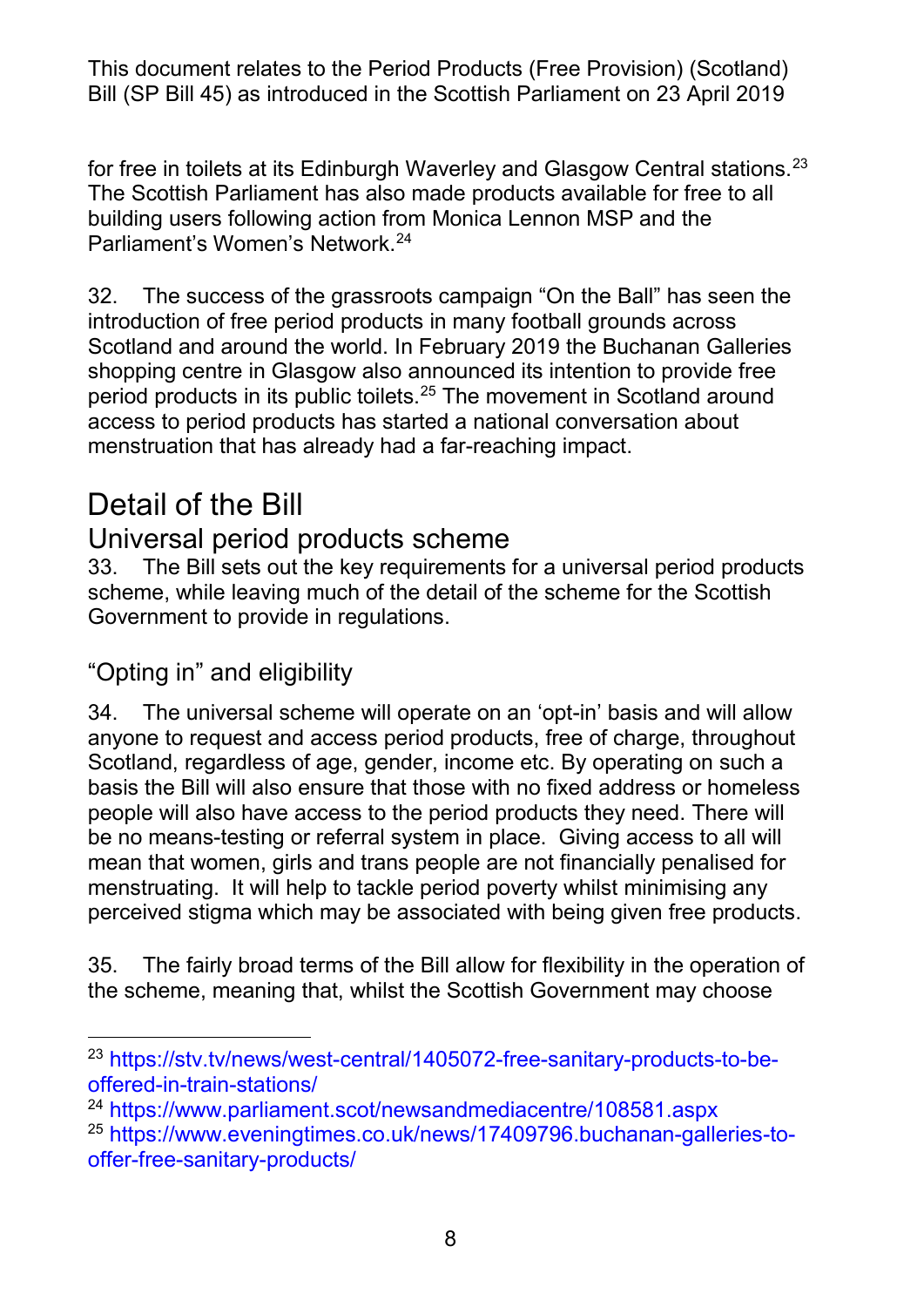for free in toilets at its Edinburgh Waverley and Glasgow Central stations.[23] The Scottish Parliament has also made products available for free to all building users following action from Monica Lennon MSP and the Parliament's Women's Network.[24]

32. The success of the grassroots campaign "On the Ball" has seen the introduction of free period products in many football grounds across Scotland and around the world. In February 2019 the Buchanan Galleries shopping centre in Glasgow also announced its intention to provide free period products in its public toilets.[25] The movement in Scotland around access to period products has started a national conversation about menstruation that has already had a far-reaching impact.

# Detail of the Bill

## Universal period products scheme

33. The Bill sets out the key requirements for a universal period products scheme, while leaving much of the detail of the scheme for the Scottish Government to provide in regulations.

### "Opting in" and eligibility

34. The universal scheme will operate on an 'opt-in' basis and will allow anyone to request and access period products, free of charge, throughout Scotland, regardless of age, gender, income etc. By operating on such a basis the Bill will also ensure that those with no fixed address or homeless people will also have access to the period products they need. There will be no means-testing or referral system in place. Giving access to all will mean that women, girls and trans people are not financially penalised for menstruating. It will help to tackle period poverty whilst minimising any perceived stigma which may be associated with being given free products.

35. The fairly broad terms of the Bill allow for flexibility in the operation of the scheme, meaning that, whilst the Scottish Government may choose

---

[23] https://stv.tv/news/west-central/1405072-free-sanitary-products-to-be-offered-in-train-stations/

[24] https://www.parliament.scot/newsandmediacentre/108581.aspx

[25] https://www.eveningtimes.co.uk/news/17409796.buchanan-galleries-to-offer-free-sanitary-products/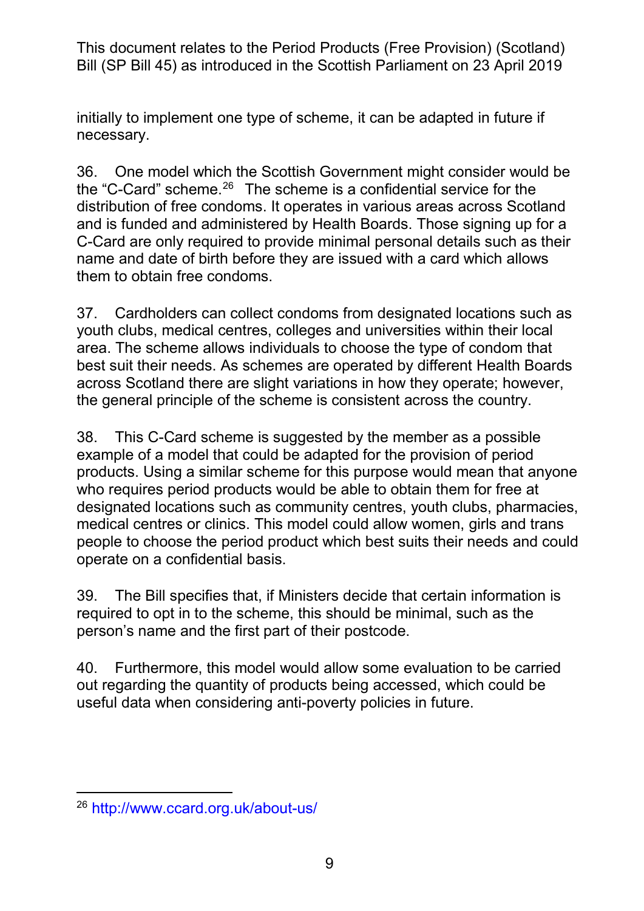initially to implement one type of scheme, it can be adapted in future if necessary.

36. One model which the Scottish Government might consider would be the "C-Card" scheme.[26] The scheme is a confidential service for the distribution of free condoms. It operates in various areas across Scotland and is funded and administered by Health Boards. Those signing up for a C-Card are only required to provide minimal personal details such as their name and date of birth before they are issued with a card which allows them to obtain free condoms.

37. Cardholders can collect condoms from designated locations such as youth clubs, medical centres, colleges and universities within their local area. The scheme allows individuals to choose the type of condom that best suit their needs. As schemes are operated by different Health Boards across Scotland there are slight variations in how they operate; however, the general principle of the scheme is consistent across the country.

38. This C-Card scheme is suggested by the member as a possible example of a model that could be adapted for the provision of period products. Using a similar scheme for this purpose would mean that anyone who requires period products would be able to obtain them for free at designated locations such as community centres, youth clubs, pharmacies, medical centres or clinics. This model could allow women, girls and trans people to choose the period product which best suits their needs and could operate on a confidential basis.

39. The Bill specifies that, if Ministers decide that certain information is required to opt in to the scheme, this should be minimal, such as the person's name and the first part of their postcode.

40. Furthermore, this model would allow some evaluation to be carried out regarding the quantity of products being accessed, which could be useful data when considering anti-poverty policies in future.

---

[26] http://www.ccard.org.uk/about-us/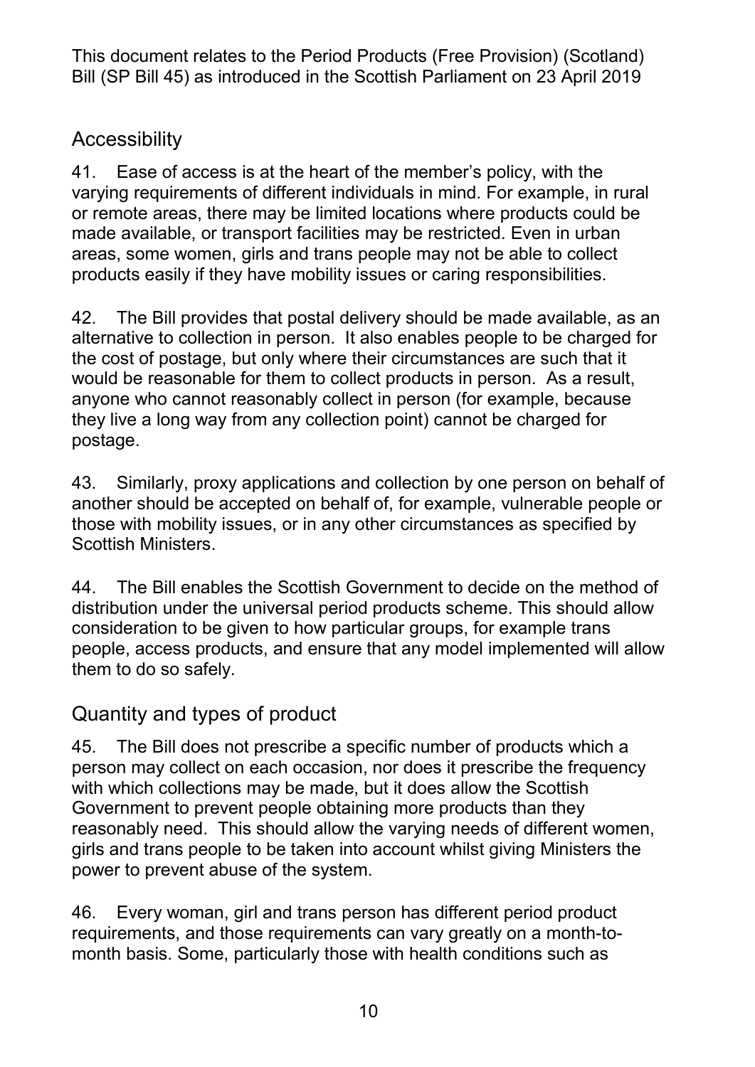## Accessibility

41. Ease of access is at the heart of the member's policy, with the varying requirements of different individuals in mind. For example, in rural or remote areas, there may be limited locations where products could be made available, or transport facilities may be restricted. Even in urban areas, some women, girls and trans people may not be able to collect products easily if they have mobility issues or caring responsibilities.

42. The Bill provides that postal delivery should be made available, as an alternative to collection in person. It also enables people to be charged for the cost of postage, but only where their circumstances are such that it would be reasonable for them to collect products in person. As a result, anyone who cannot reasonably collect in person (for example, because they live a long way from any collection point) cannot be charged for postage.

43. Similarly, proxy applications and collection by one person on behalf of another should be accepted on behalf of, for example, vulnerable people or those with mobility issues, or in any other circumstances as specified by Scottish Ministers.

44. The Bill enables the Scottish Government to decide on the method of distribution under the universal period products scheme. This should allow consideration to be given to how particular groups, for example trans people, access products, and ensure that any model implemented will allow them to do so safely.

## Quantity and types of product

45. The Bill does not prescribe a specific number of products which a person may collect on each occasion, nor does it prescribe the frequency with which collections may be made, but it does allow the Scottish Government to prevent people obtaining more products than they reasonably need. This should allow the varying needs of different women, girls and trans people to be taken into account whilst giving Ministers the power to prevent abuse of the system.

46. Every woman, girl and trans person has different period product requirements, and those requirements can vary greatly on a month-to-month basis. Some, particularly those with health conditions such as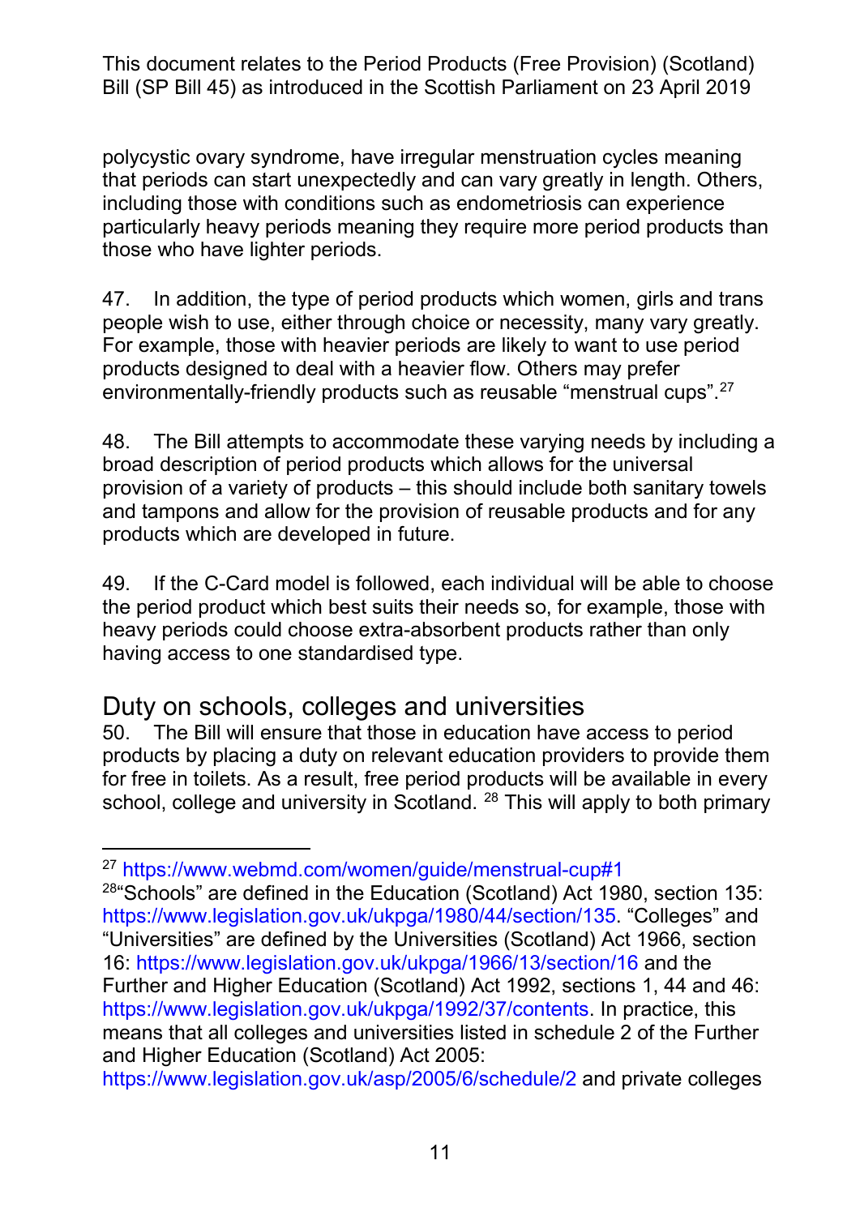polycystic ovary syndrome, have irregular menstruation cycles meaning that periods can start unexpectedly and can vary greatly in length. Others, including those with conditions such as endometriosis can experience particularly heavy periods meaning they require more period products than those who have lighter periods.

47. In addition, the type of period products which women, girls and trans people wish to use, either through choice or necessity, many vary greatly. For example, those with heavier periods are likely to want to use period products designed to deal with a heavier flow. Others may prefer environmentally-friendly products such as reusable “menstrual cups”.[27]

48. The Bill attempts to accommodate these varying needs by including a broad description of period products which allows for the universal provision of a variety of products – this should include both sanitary towels and tampons and allow for the provision of reusable products and for any products which are developed in future.

49. If the C-Card model is followed, each individual will be able to choose the period product which best suits their needs so, for example, those with heavy periods could choose extra-absorbent products rather than only having access to one standardised type.

## Duty on schools, colleges and universities

50. The Bill will ensure that those in education have access to period products by placing a duty on relevant education providers to provide them for free in toilets. As a result, free period products will be available in every school, college and university in Scotland. [28] This will apply to both primary

---

[27] https://www.webmd.com/women/guide/menstrual-cup#1

[28] “Schools” are defined in the Education (Scotland) Act 1980, section 135: https://www.legislation.gov.uk/ukpga/1980/44/section/135. “Colleges” and “Universities” are defined by the Universities (Scotland) Act 1966, section 16: https://www.legislation.gov.uk/ukpga/1966/13/section/16 and the Further and Higher Education (Scotland) Act 1992, sections 1, 44 and 46: https://www.legislation.gov.uk/ukpga/1992/37/contents. In practice, this means that all colleges and universities listed in schedule 2 of the Further and Higher Education (Scotland) Act 2005: https://www.legislation.gov.uk/asp/2005/6/schedule/2 and private colleges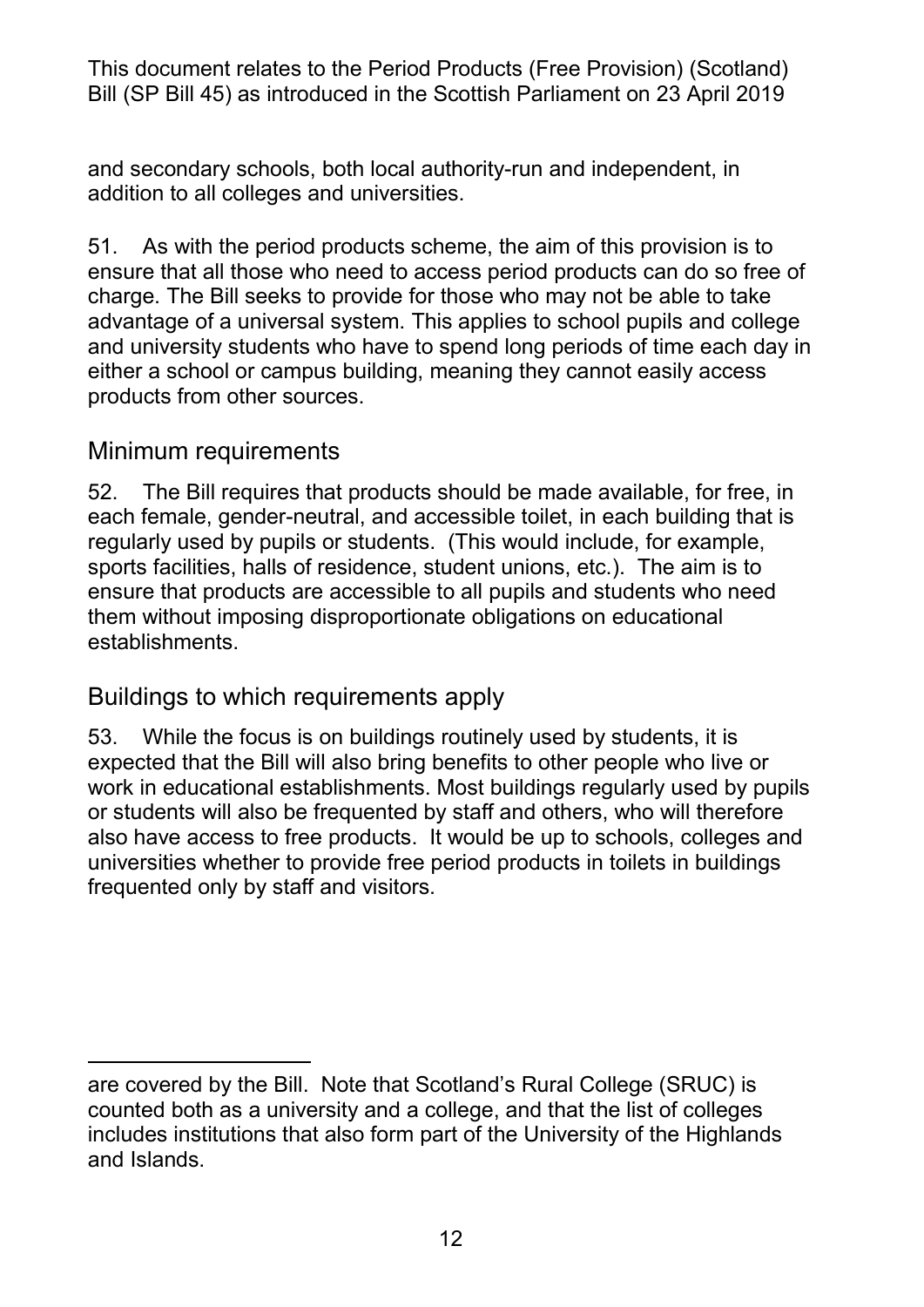and secondary schools, both local authority-run and independent, in addition to all colleges and universities.

51. As with the period products scheme, the aim of this provision is to ensure that all those who need to access period products can do so free of charge. The Bill seeks to provide for those who may not be able to take advantage of a universal system. This applies to school pupils and college and university students who have to spend long periods of time each day in either a school or campus building, meaning they cannot easily access products from other sources.

## Minimum requirements

52. The Bill requires that products should be made available, for free, in each female, gender-neutral, and accessible toilet, in each building that is regularly used by pupils or students. (This would include, for example, sports facilities, halls of residence, student unions, etc.). The aim is to ensure that products are accessible to all pupils and students who need them without imposing disproportionate obligations on educational establishments.

## Buildings to which requirements apply

53. While the focus is on buildings routinely used by students, it is expected that the Bill will also bring benefits to other people who live or work in educational establishments. Most buildings regularly used by pupils or students will also be frequented by staff and others, who will therefore also have access to free products. It would be up to schools, colleges and universities whether to provide free period products in toilets in buildings frequented only by staff and visitors.

---

are covered by the Bill. Note that Scotland's Rural College (SRUC) is counted both as a university and a college, and that the list of colleges includes institutions that also form part of the University of the Highlands and Islands.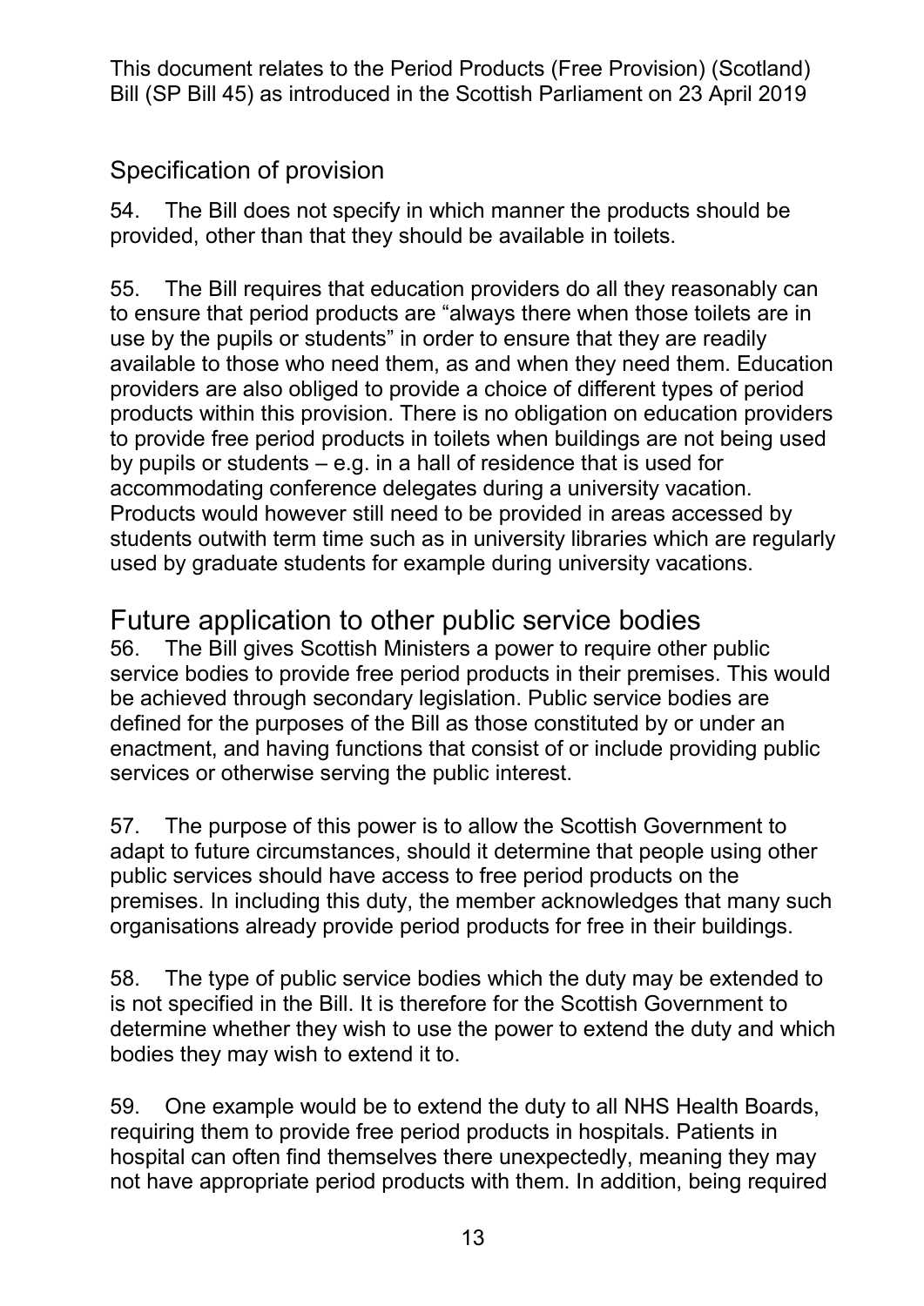## Specification of provision

54. The Bill does not specify in which manner the products should be provided, other than that they should be available in toilets.

55. The Bill requires that education providers do all they reasonably can to ensure that period products are "always there when those toilets are in use by the pupils or students" in order to ensure that they are readily available to those who need them, as and when they need them. Education providers are also obliged to provide a choice of different types of period products within this provision. There is no obligation on education providers to provide free period products in toilets when buildings are not being used by pupils or students – e.g. in a hall of residence that is used for accommodating conference delegates during a university vacation. Products would however still need to be provided in areas accessed by students outwith term time such as in university libraries which are regularly used by graduate students for example during university vacations.

# Future application to other public service bodies

56. The Bill gives Scottish Ministers a power to require other public service bodies to provide free period products in their premises. This would be achieved through secondary legislation. Public service bodies are defined for the purposes of the Bill as those constituted by or under an enactment, and having functions that consist of or include providing public services or otherwise serving the public interest.

57. The purpose of this power is to allow the Scottish Government to adapt to future circumstances, should it determine that people using other public services should have access to free period products on the premises. In including this duty, the member acknowledges that many such organisations already provide period products for free in their buildings.

58. The type of public service bodies which the duty may be extended to is not specified in the Bill. It is therefore for the Scottish Government to determine whether they wish to use the power to extend the duty and which bodies they may wish to extend it to.

59. One example would be to extend the duty to all NHS Health Boards, requiring them to provide free period products in hospitals. Patients in hospital can often find themselves there unexpectedly, meaning they may not have appropriate period products with them. In addition, being required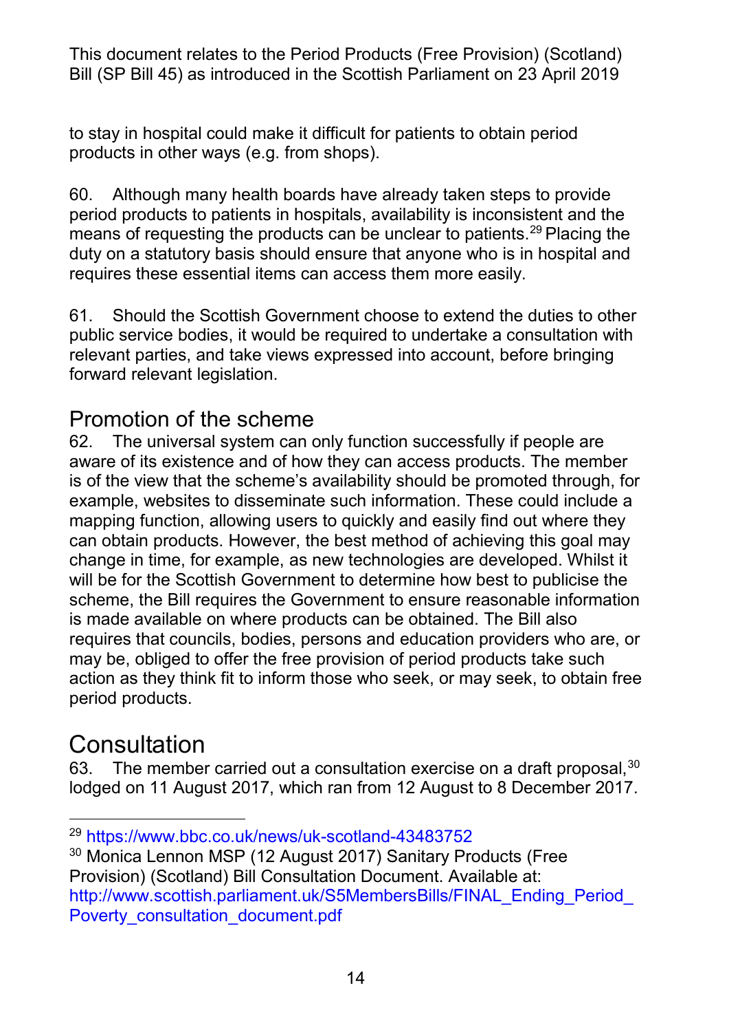to stay in hospital could make it difficult for patients to obtain period products in other ways (e.g. from shops).

60. Although many health boards have already taken steps to provide period products to patients in hospitals, availability is inconsistent and the means of requesting the products can be unclear to patients.[29] Placing the duty on a statutory basis should ensure that anyone who is in hospital and requires these essential items can access them more easily.

61. Should the Scottish Government choose to extend the duties to other public service bodies, it would be required to undertake a consultation with relevant parties, and take views expressed into account, before bringing forward relevant legislation.

## Promotion of the scheme

62. The universal system can only function successfully if people are aware of its existence and of how they can access products. The member is of the view that the scheme's availability should be promoted through, for example, websites to disseminate such information. These could include a mapping function, allowing users to quickly and easily find out where they can obtain products. However, the best method of achieving this goal may change in time, for example, as new technologies are developed. Whilst it will be for the Scottish Government to determine how best to publicise the scheme, the Bill requires the Government to ensure reasonable information is made available on where products can be obtained. The Bill also requires that councils, bodies, persons and education providers who are, or may be, obliged to offer the free provision of period products take such action as they think fit to inform those who seek, or may seek, to obtain free period products.

# Consultation

63. The member carried out a consultation exercise on a draft proposal,[30] lodged on 11 August 2017, which ran from 12 August to 8 December 2017.

---

[29] https://www.bbc.co.uk/news/uk-scotland-43483752

[30] Monica Lennon MSP (12 August 2017) Sanitary Products (Free Provision) (Scotland) Bill Consultation Document. Available at: http://www.scottish.parliament.uk/S5MembersBills/FINAL_Ending_Period_Poverty_consultation_document.pdf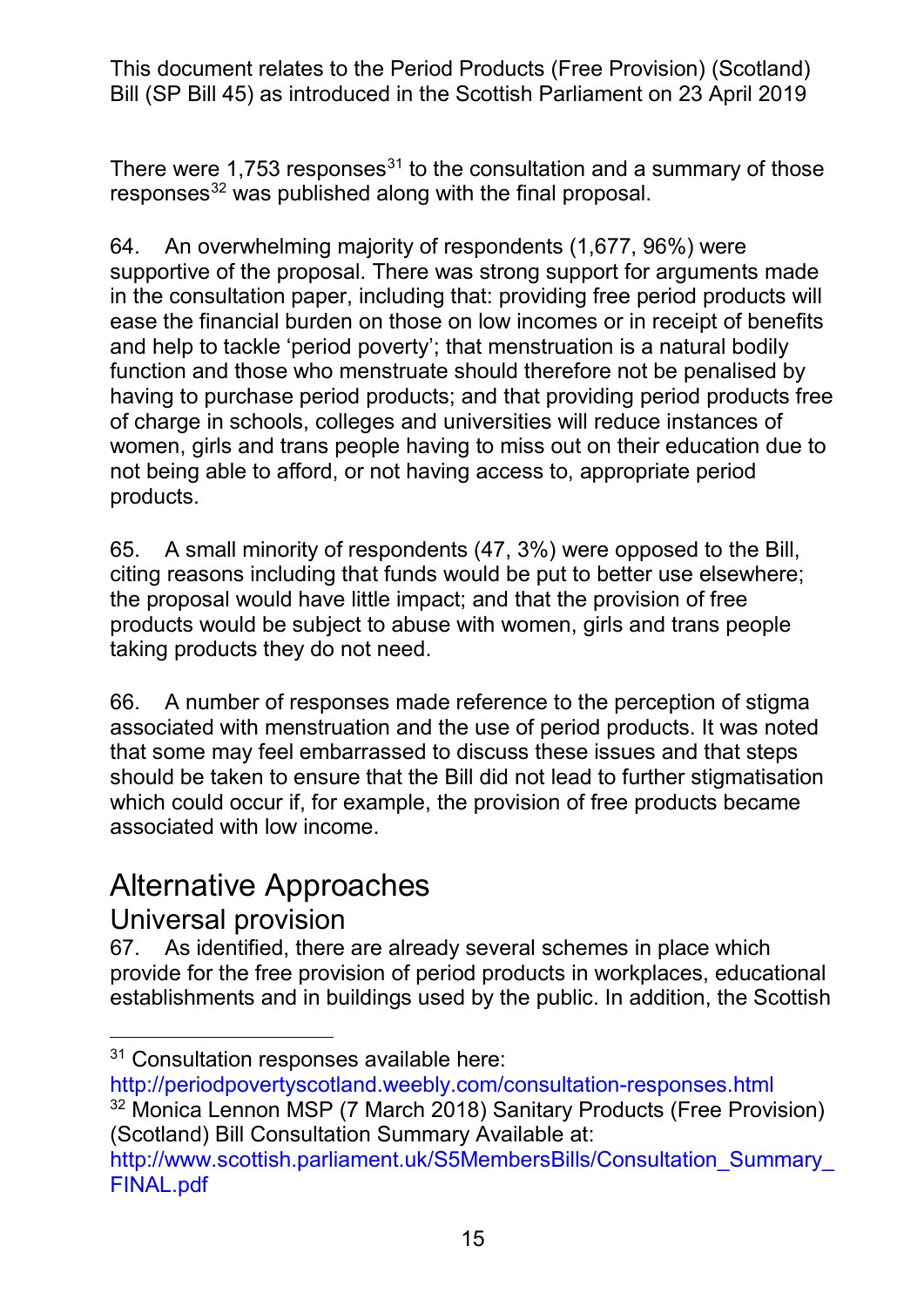There were 1,753 responses[31] to the consultation and a summary of those responses[32] was published along with the final proposal.

64. An overwhelming majority of respondents (1,677, 96%) were supportive of the proposal. There was strong support for arguments made in the consultation paper, including that: providing free period products will ease the financial burden on those on low incomes or in receipt of benefits and help to tackle 'period poverty'; that menstruation is a natural bodily function and those who menstruate should therefore not be penalised by having to purchase period products; and that providing period products free of charge in schools, colleges and universities will reduce instances of women, girls and trans people having to miss out on their education due to not being able to afford, or not having access to, appropriate period products.

65. A small minority of respondents (47, 3%) were opposed to the Bill, citing reasons including that funds would be put to better use elsewhere; the proposal would have little impact; and that the provision of free products would be subject to abuse with women, girls and trans people taking products they do not need.

66. A number of responses made reference to the perception of stigma associated with menstruation and the use of period products. It was noted that some may feel embarrassed to discuss these issues and that steps should be taken to ensure that the Bill did not lead to further stigmatisation which could occur if, for example, the provision of free products became associated with low income.

## Alternative Approaches

### Universal provision

67. As identified, there are already several schemes in place which provide for the free provision of period products in workplaces, educational establishments and in buildings used by the public. In addition, the Scottish

---

[31] Consultation responses available here: http://periodpovertyscotland.weebly.com/consultation-responses.html

[32] Monica Lennon MSP (7 March 2018) Sanitary Products (Free Provision) (Scotland) Bill Consultation Summary Available at: http://www.scottish.parliament.uk/S5MembersBills/Consultation_Summary_FINAL.pdf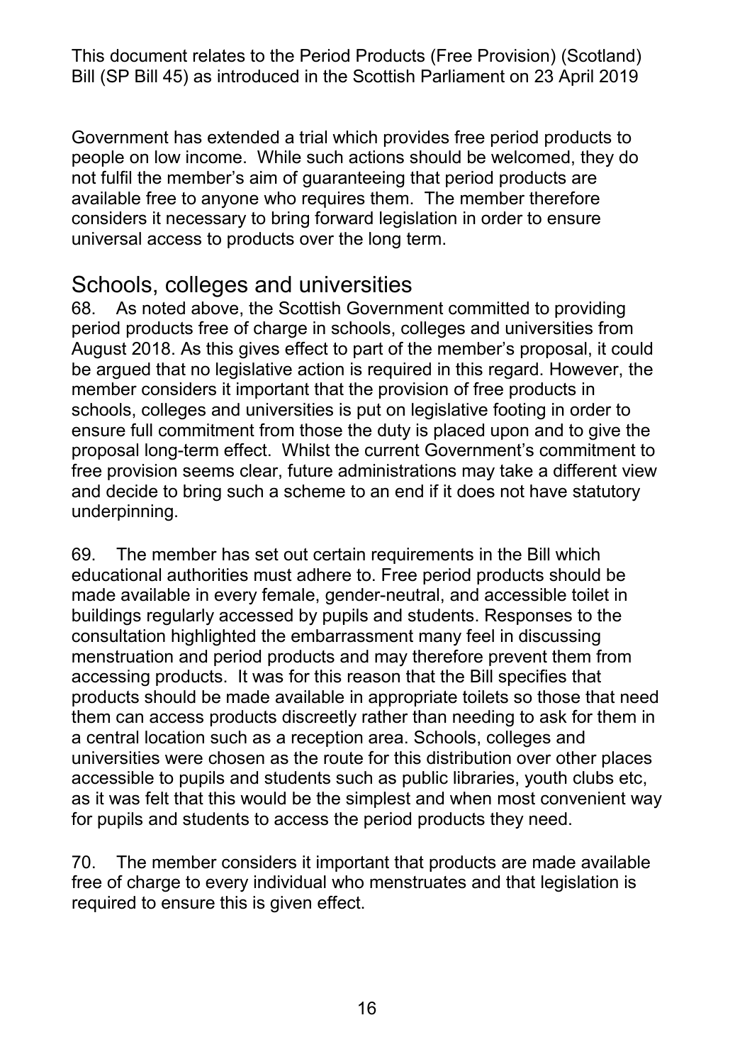Government has extended a trial which provides free period products to people on low income. While such actions should be welcomed, they do not fulfil the member's aim of guaranteeing that period products are available free to anyone who requires them. The member therefore considers it necessary to bring forward legislation in order to ensure universal access to products over the long term.

## Schools, colleges and universities

68. As noted above, the Scottish Government committed to providing period products free of charge in schools, colleges and universities from August 2018. As this gives effect to part of the member's proposal, it could be argued that no legislative action is required in this regard. However, the member considers it important that the provision of free products in schools, colleges and universities is put on legislative footing in order to ensure full commitment from those the duty is placed upon and to give the proposal long-term effect. Whilst the current Government's commitment to free provision seems clear, future administrations may take a different view and decide to bring such a scheme to an end if it does not have statutory underpinning.

69. The member has set out certain requirements in the Bill which educational authorities must adhere to. Free period products should be made available in every female, gender-neutral, and accessible toilet in buildings regularly accessed by pupils and students. Responses to the consultation highlighted the embarrassment many feel in discussing menstruation and period products and may therefore prevent them from accessing products. It was for this reason that the Bill specifies that products should be made available in appropriate toilets so those that need them can access products discreetly rather than needing to ask for them in a central location such as a reception area. Schools, colleges and universities were chosen as the route for this distribution over other places accessible to pupils and students such as public libraries, youth clubs etc, as it was felt that this would be the simplest and when most convenient way for pupils and students to access the period products they need.

70. The member considers it important that products are made available free of charge to every individual who menstruates and that legislation is required to ensure this is given effect.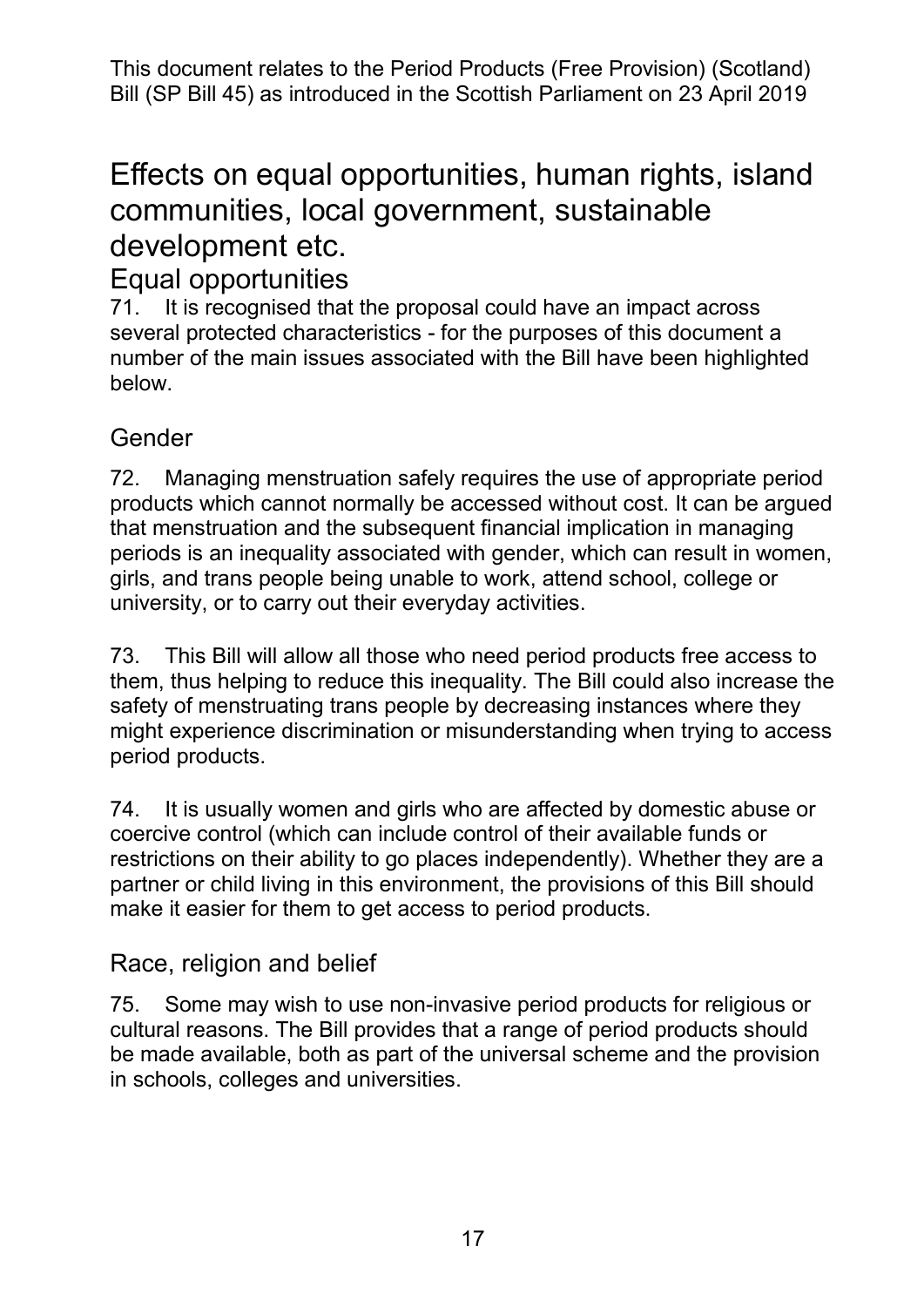# Effects on equal opportunities, human rights, island communities, local government, sustainable development etc.

## Equal opportunities

71. It is recognised that the proposal could have an impact across several protected characteristics - for the purposes of this document a number of the main issues associated with the Bill have been highlighted below.

### Gender

72. Managing menstruation safely requires the use of appropriate period products which cannot normally be accessed without cost. It can be argued that menstruation and the subsequent financial implication in managing periods is an inequality associated with gender, which can result in women, girls, and trans people being unable to work, attend school, college or university, or to carry out their everyday activities.

73. This Bill will allow all those who need period products free access to them, thus helping to reduce this inequality. The Bill could also increase the safety of menstruating trans people by decreasing instances where they might experience discrimination or misunderstanding when trying to access period products.

74. It is usually women and girls who are affected by domestic abuse or coercive control (which can include control of their available funds or restrictions on their ability to go places independently). Whether they are a partner or child living in this environment, the provisions of this Bill should make it easier for them to get access to period products.

### Race, religion and belief

75. Some may wish to use non-invasive period products for religious or cultural reasons. The Bill provides that a range of period products should be made available, both as part of the universal scheme and the provision in schools, colleges and universities.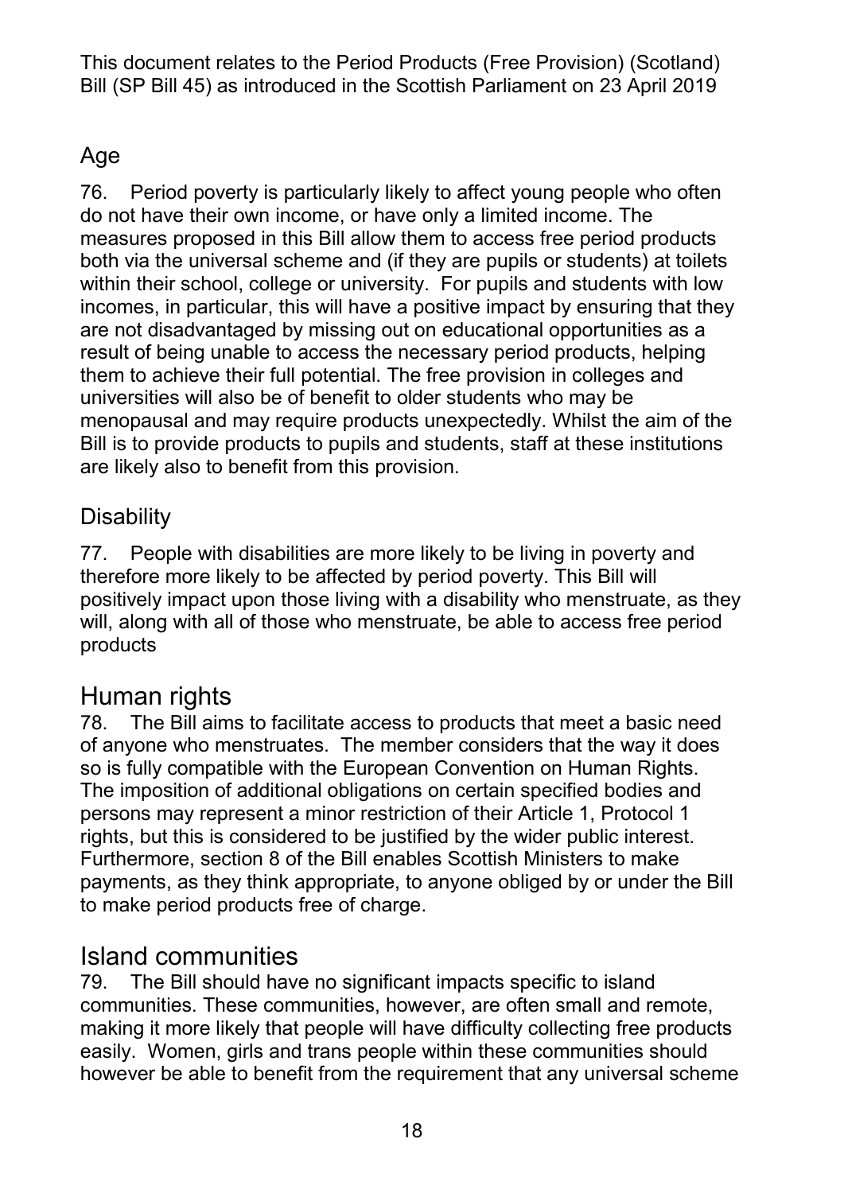## Age

76. Period poverty is particularly likely to affect young people who often do not have their own income, or have only a limited income. The measures proposed in this Bill allow them to access free period products both via the universal scheme and (if they are pupils or students) at toilets within their school, college or university. For pupils and students with low incomes, in particular, this will have a positive impact by ensuring that they are not disadvantaged by missing out on educational opportunities as a result of being unable to access the necessary period products, helping them to achieve their full potential. The free provision in colleges and universities will also be of benefit to older students who may be menopausal and may require products unexpectedly. Whilst the aim of the Bill is to provide products to pupils and students, staff at these institutions are likely also to benefit from this provision.

## Disability

77. People with disabilities are more likely to be living in poverty and therefore more likely to be affected by period poverty. This Bill will positively impact upon those living with a disability who menstruate, as they will, along with all of those who menstruate, be able to access free period products

# Human rights

78. The Bill aims to facilitate access to products that meet a basic need of anyone who menstruates. The member considers that the way it does so is fully compatible with the European Convention on Human Rights. The imposition of additional obligations on certain specified bodies and persons may represent a minor restriction of their Article 1, Protocol 1 rights, but this is considered to be justified by the wider public interest. Furthermore, section 8 of the Bill enables Scottish Ministers to make payments, as they think appropriate, to anyone obliged by or under the Bill to make period products free of charge.

# Island communities

79. The Bill should have no significant impacts specific to island communities. These communities, however, are often small and remote, making it more likely that people will have difficulty collecting free products easily. Women, girls and trans people within these communities should however be able to benefit from the requirement that any universal scheme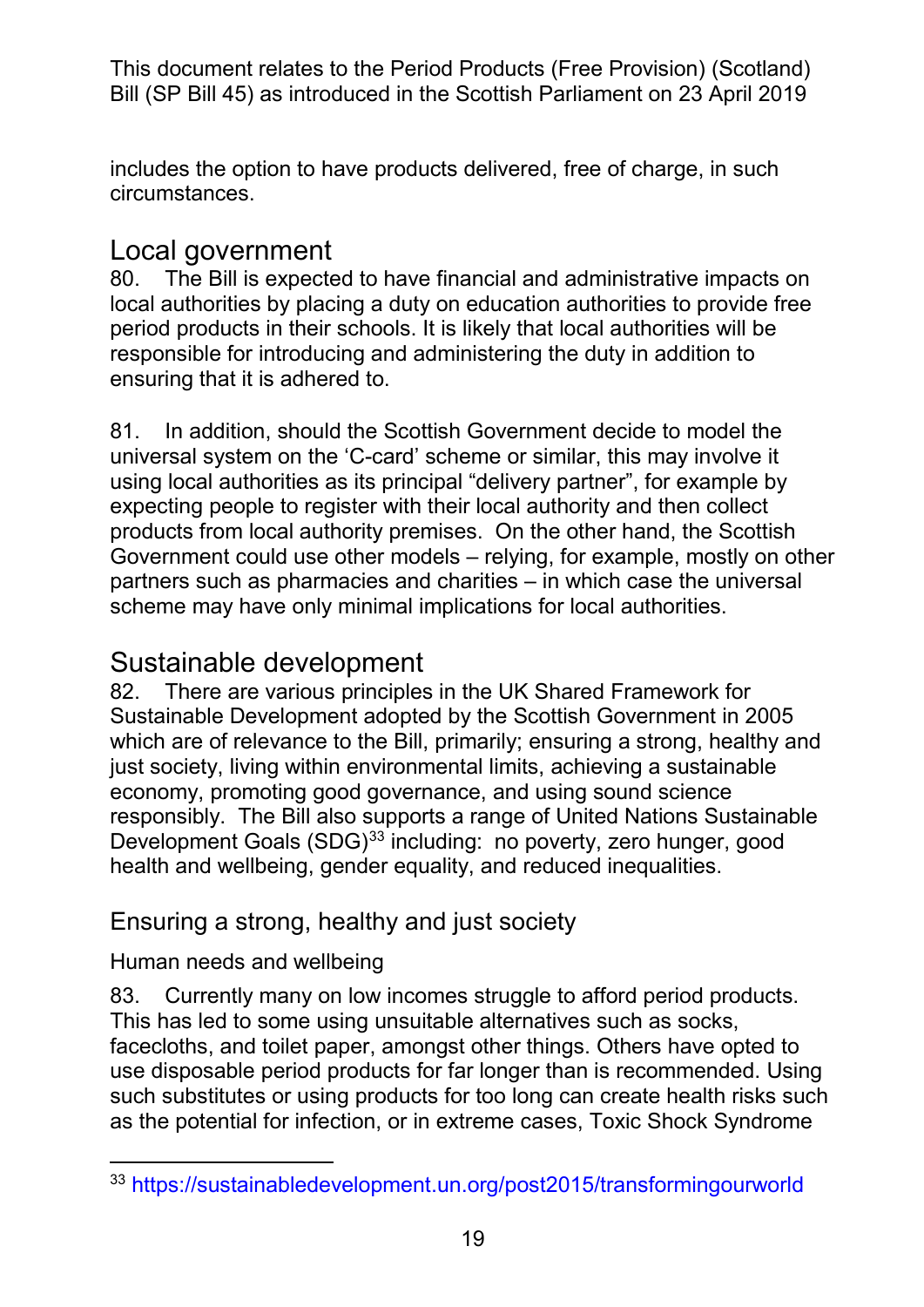includes the option to have products delivered, free of charge, in such circumstances.

## Local government

80. The Bill is expected to have financial and administrative impacts on local authorities by placing a duty on education authorities to provide free period products in their schools. It is likely that local authorities will be responsible for introducing and administering the duty in addition to ensuring that it is adhered to.

81. In addition, should the Scottish Government decide to model the universal system on the 'C-card' scheme or similar, this may involve it using local authorities as its principal "delivery partner", for example by expecting people to register with their local authority and then collect products from local authority premises. On the other hand, the Scottish Government could use other models – relying, for example, mostly on other partners such as pharmacies and charities – in which case the universal scheme may have only minimal implications for local authorities.

## Sustainable development

82. There are various principles in the UK Shared Framework for Sustainable Development adopted by the Scottish Government in 2005 which are of relevance to the Bill, primarily; ensuring a strong, healthy and just society, living within environmental limits, achieving a sustainable economy, promoting good governance, and using sound science responsibly. The Bill also supports a range of United Nations Sustainable Development Goals (SDG)[33] including: no poverty, zero hunger, good health and wellbeing, gender equality, and reduced inequalities.

### Ensuring a strong, healthy and just society

#### Human needs and wellbeing

83. Currently many on low incomes struggle to afford period products. This has led to some using unsuitable alternatives such as socks, facecloths, and toilet paper, amongst other things. Others have opted to use disposable period products for far longer than is recommended. Using such substitutes or using products for too long can create health risks such as the potential for infection, or in extreme cases, Toxic Shock Syndrome

[33] https://sustainabledevelopment.un.org/post2015/transformingourworld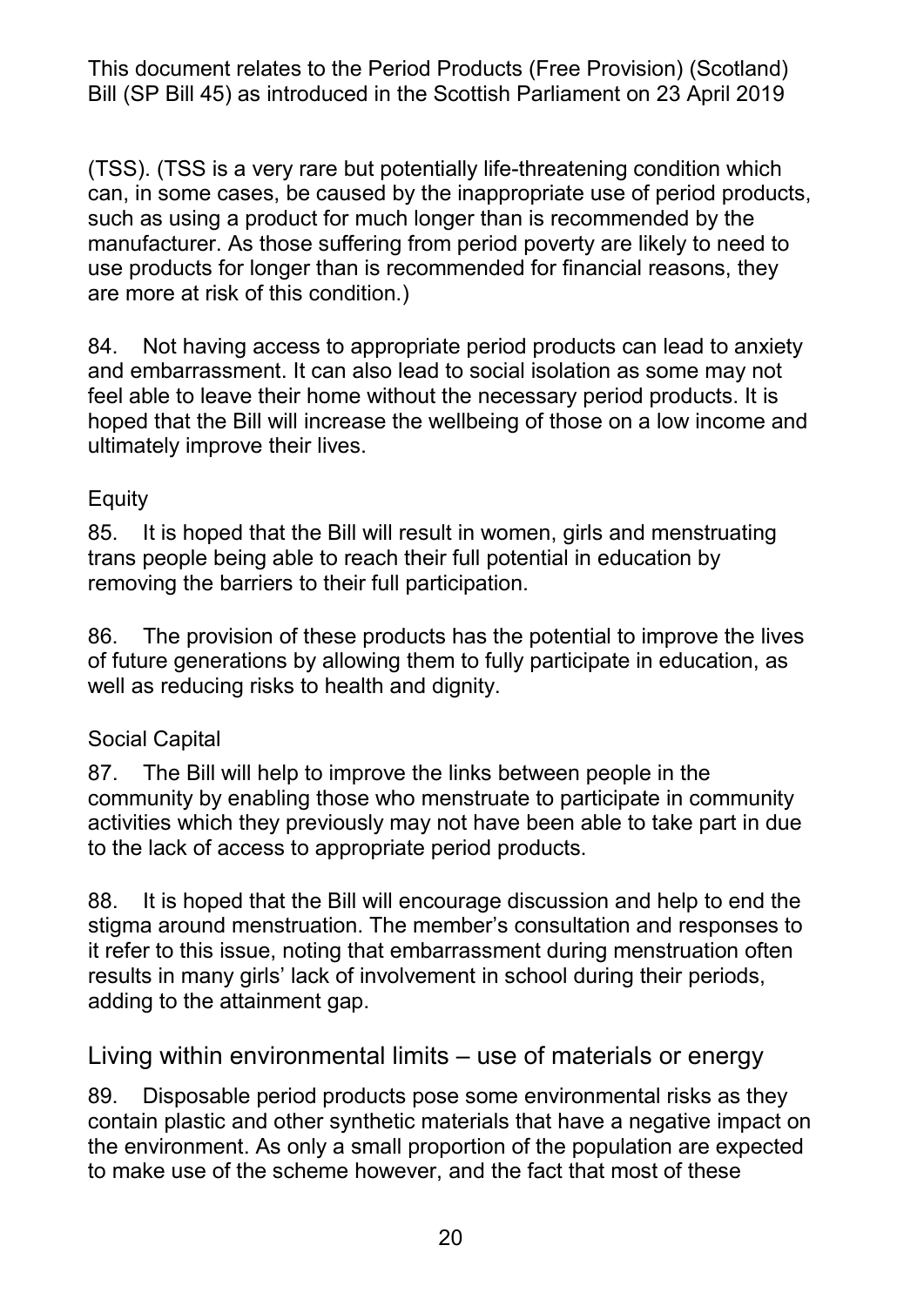(TSS). (TSS is a very rare but potentially life-threatening condition which can, in some cases, be caused by the inappropriate use of period products, such as using a product for much longer than is recommended by the manufacturer. As those suffering from period poverty are likely to need to use products for longer than is recommended for financial reasons, they are more at risk of this condition.)

84. Not having access to appropriate period products can lead to anxiety and embarrassment. It can also lead to social isolation as some may not feel able to leave their home without the necessary period products. It is hoped that the Bill will increase the wellbeing of those on a low income and ultimately improve their lives.

### Equity

85. It is hoped that the Bill will result in women, girls and menstruating trans people being able to reach their full potential in education by removing the barriers to their full participation.

86. The provision of these products has the potential to improve the lives of future generations by allowing them to fully participate in education, as well as reducing risks to health and dignity.

### Social Capital

87. The Bill will help to improve the links between people in the community by enabling those who menstruate to participate in community activities which they previously may not have been able to take part in due to the lack of access to appropriate period products.

88. It is hoped that the Bill will encourage discussion and help to end the stigma around menstruation. The member's consultation and responses to it refer to this issue, noting that embarrassment during menstruation often results in many girls' lack of involvement in school during their periods, adding to the attainment gap.

## Living within environmental limits – use of materials or energy

89. Disposable period products pose some environmental risks as they contain plastic and other synthetic materials that have a negative impact on the environment. As only a small proportion of the population are expected to make use of the scheme however, and the fact that most of these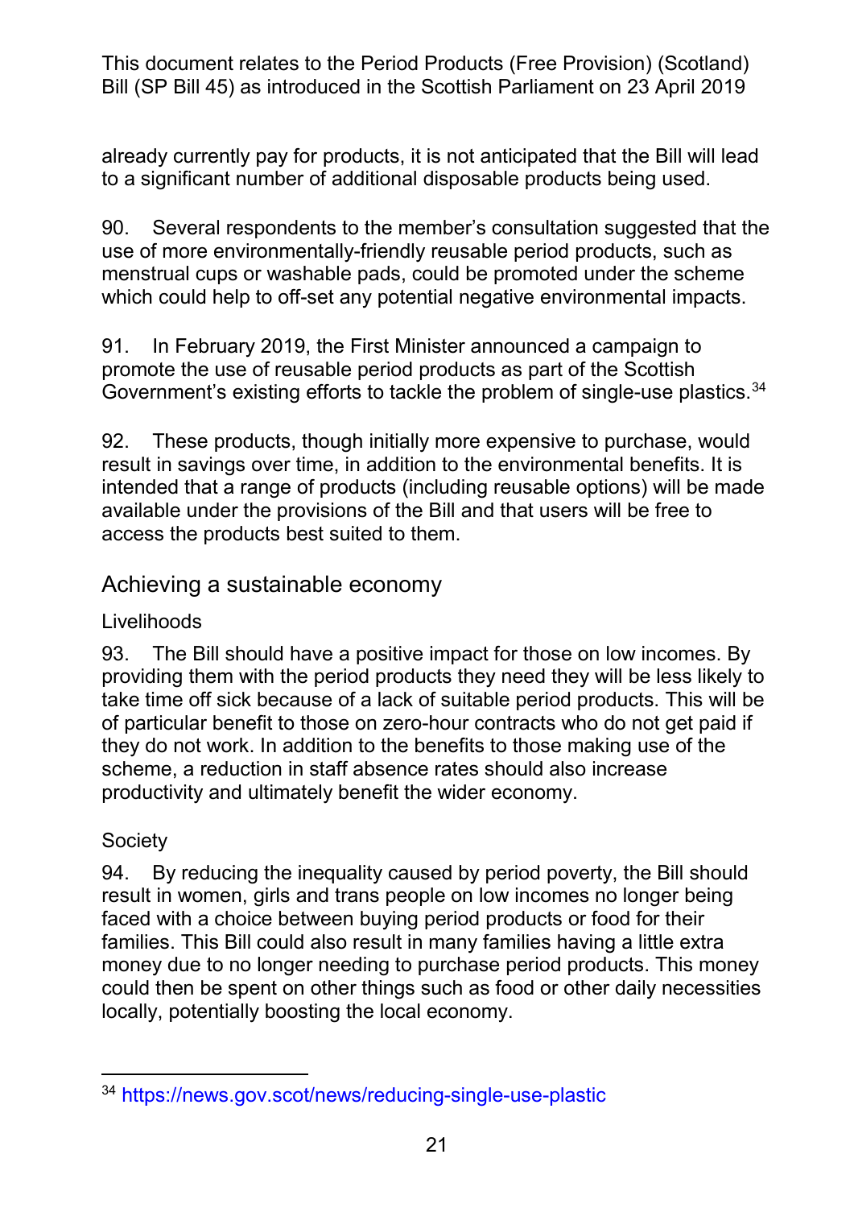already currently pay for products, it is not anticipated that the Bill will lead to a significant number of additional disposable products being used.

90. Several respondents to the member's consultation suggested that the use of more environmentally-friendly reusable period products, such as menstrual cups or washable pads, could be promoted under the scheme which could help to off-set any potential negative environmental impacts.

91. In February 2019, the First Minister announced a campaign to promote the use of reusable period products as part of the Scottish Government's existing efforts to tackle the problem of single-use plastics.[34]

92. These products, though initially more expensive to purchase, would result in savings over time, in addition to the environmental benefits. It is intended that a range of products (including reusable options) will be made available under the provisions of the Bill and that users will be free to access the products best suited to them.

## Achieving a sustainable economy

### Livelihoods

93. The Bill should have a positive impact for those on low incomes. By providing them with the period products they need they will be less likely to take time off sick because of a lack of suitable period products. This will be of particular benefit to those on zero-hour contracts who do not get paid if they do not work. In addition to the benefits to those making use of the scheme, a reduction in staff absence rates should also increase productivity and ultimately benefit the wider economy.

### Society

94. By reducing the inequality caused by period poverty, the Bill should result in women, girls and trans people on low incomes no longer being faced with a choice between buying period products or food for their families. This Bill could also result in many families having a little extra money due to no longer needing to purchase period products. This money could then be spent on other things such as food or other daily necessities locally, potentially boosting the local economy.

---

[34] https://news.gov.scot/news/reducing-single-use-plastic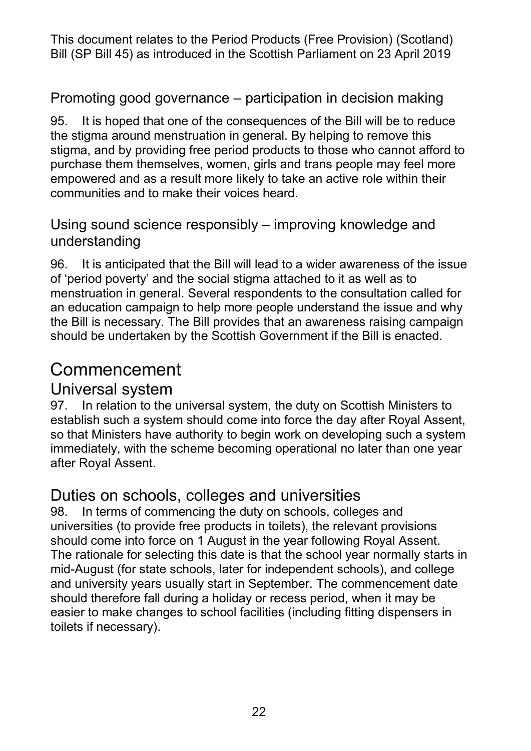This document relates to the Period Products (Free Provision) (Scotland) Bill (SP Bill 45) as introduced in the Scottish Parliament on 23 April 2019

### Promoting good governance – participation in decision making

95. It is hoped that one of the consequences of the Bill will be to reduce the stigma around menstruation in general. By helping to remove this stigma, and by providing free period products to those who cannot afford to purchase them themselves, women, girls and trans people may feel more empowered and as a result more likely to take an active role within their communities and to make their voices heard.

### Using sound science responsibly – improving knowledge and understanding

96. It is anticipated that the Bill will lead to a wider awareness of the issue of 'period poverty' and the social stigma attached to it as well as to menstruation in general. Several respondents to the consultation called for an education campaign to help more people understand the issue and why the Bill is necessary. The Bill provides that an awareness raising campaign should be undertaken by the Scottish Government if the Bill is enacted.

# Commencement

## Universal system

97. In relation to the universal system, the duty on Scottish Ministers to establish such a system should come into force the day after Royal Assent, so that Ministers have authority to begin work on developing such a system immediately, with the scheme becoming operational no later than one year after Royal Assent.

## Duties on schools, colleges and universities

98. In terms of commencing the duty on schools, colleges and universities (to provide free products in toilets), the relevant provisions should come into force on 1 August in the year following Royal Assent. The rationale for selecting this date is that the school year normally starts in mid-August (for state schools, later for independent schools), and college and university years usually start in September. The commencement date should therefore fall during a holiday or recess period, when it may be easier to make changes to school facilities (including fitting dispensers in toilets if necessary).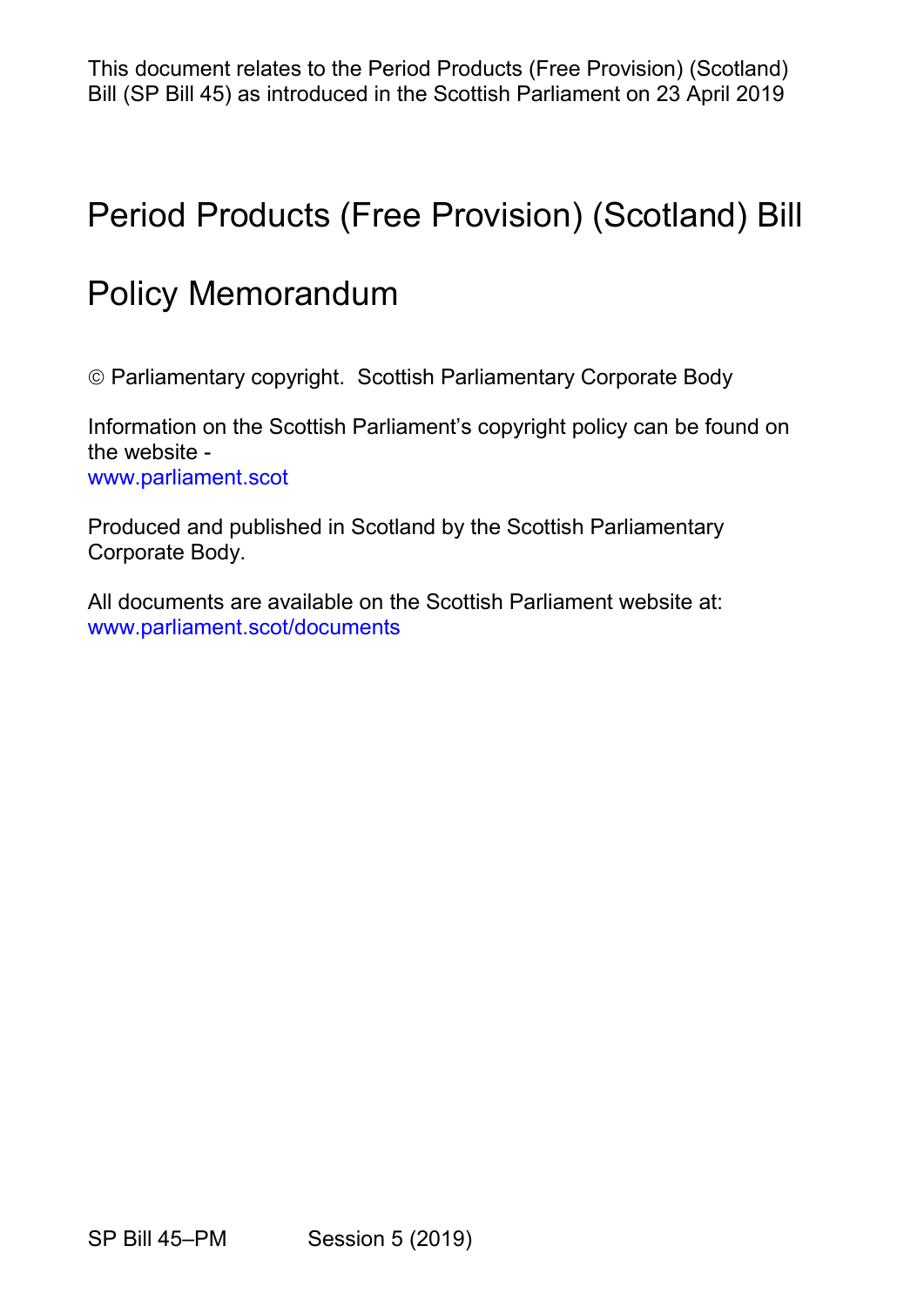This document relates to the Period Products (Free Provision) (Scotland) Bill (SP Bill 45) as introduced in the Scottish Parliament on 23 April 2019

# Period Products (Free Provision) (Scotland) Bill

# Policy Memorandum

© Parliamentary copyright. Scottish Parliamentary Corporate Body

Information on the Scottish Parliament's copyright policy can be found on the website - www.parliament.scot

Produced and published in Scotland by the Scottish Parliamentary Corporate Body.

All documents are available on the Scottish Parliament website at: www.parliament.scot/documents

SP Bill 45–PM Session 5 (2019)